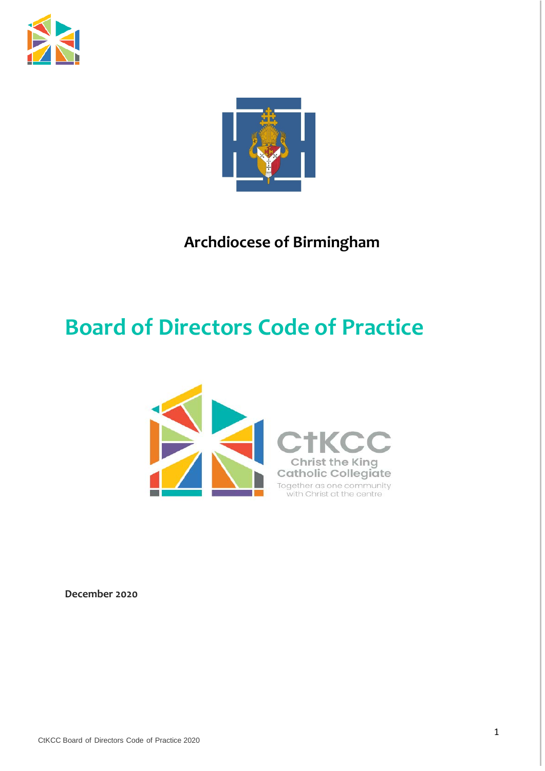**Archdiocese of Birmingham**

# Board of Directors Code of Practice

CtKCC
Christ the King
Catholic Collegiate
Together as one community
with Christ at the centre

**December 2020**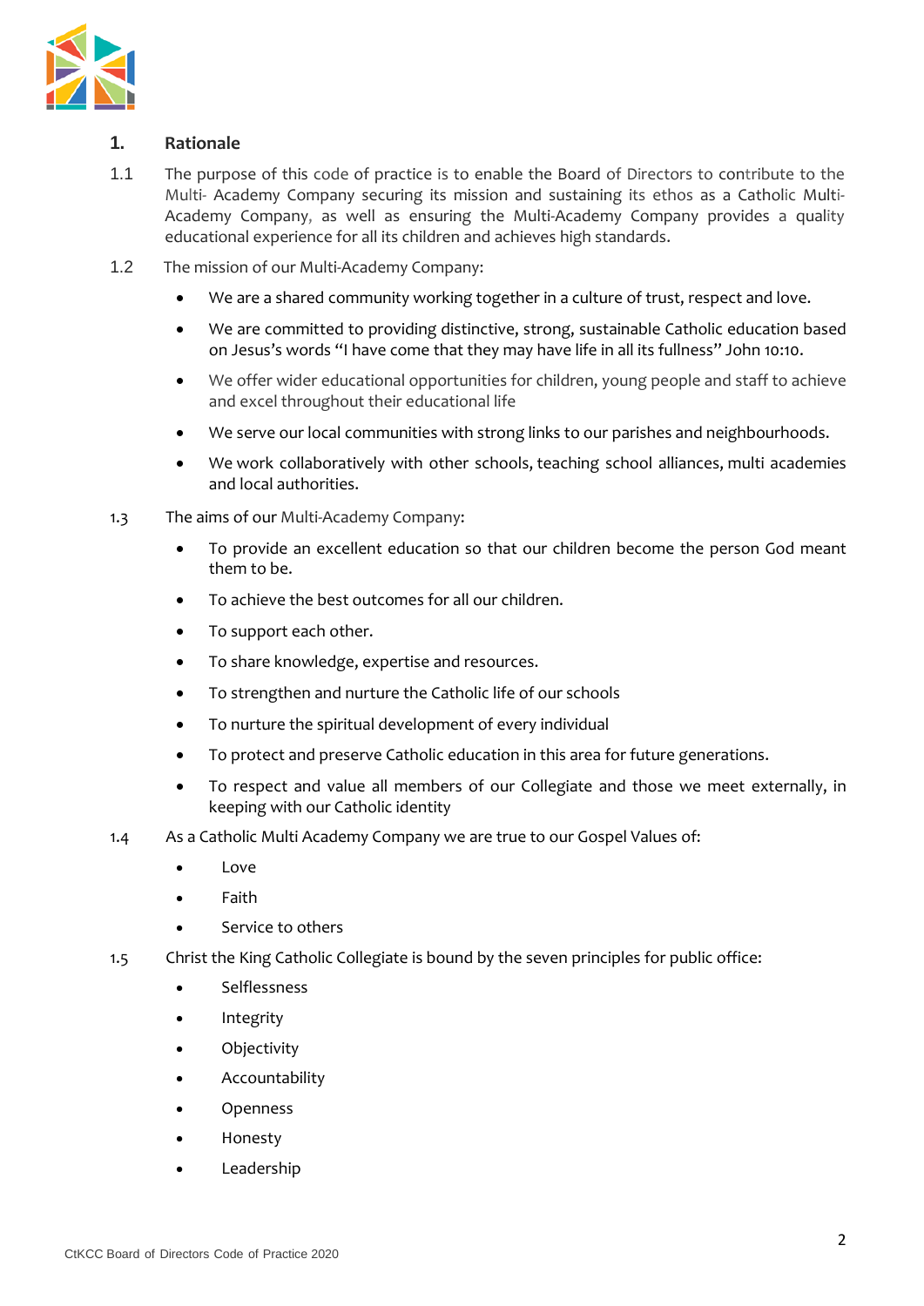## 1. Rationale

1.1 The purpose of this code of practice is to enable the Board of Directors to contribute to the Multi- Academy Company securing its mission and sustaining its ethos as a Catholic Multi-Academy Company, as well as ensuring the Multi-Academy Company provides a quality educational experience for all its children and achieves high standards.

1.2 The mission of our Multi-Academy Company:

- We are a shared community working together in a culture of trust, respect and love.
- We are committed to providing distinctive, strong, sustainable Catholic education based on Jesus's words "I have come that they may have life in all its fullness" John 10:10.
- We offer wider educational opportunities for children, young people and staff to achieve and excel throughout their educational life
- We serve our local communities with strong links to our parishes and neighbourhoods.
- We work collaboratively with other schools, teaching school alliances, multi academies and local authorities.

1.3 The aims of our Multi-Academy Company:

- To provide an excellent education so that our children become the person God meant them to be.
- To achieve the best outcomes for all our children.
- To support each other.
- To share knowledge, expertise and resources.
- To strengthen and nurture the Catholic life of our schools
- To nurture the spiritual development of every individual
- To protect and preserve Catholic education in this area for future generations.
- To respect and value all members of our Collegiate and those we meet externally, in keeping with our Catholic identity

1.4 As a Catholic Multi Academy Company we are true to our Gospel Values of:

- Love
- Faith
- Service to others

1.5 Christ the King Catholic Collegiate is bound by the seven principles for public office:

- Selflessness
- Integrity
- Objectivity
- Accountability
- Openness
- Honesty
- Leadership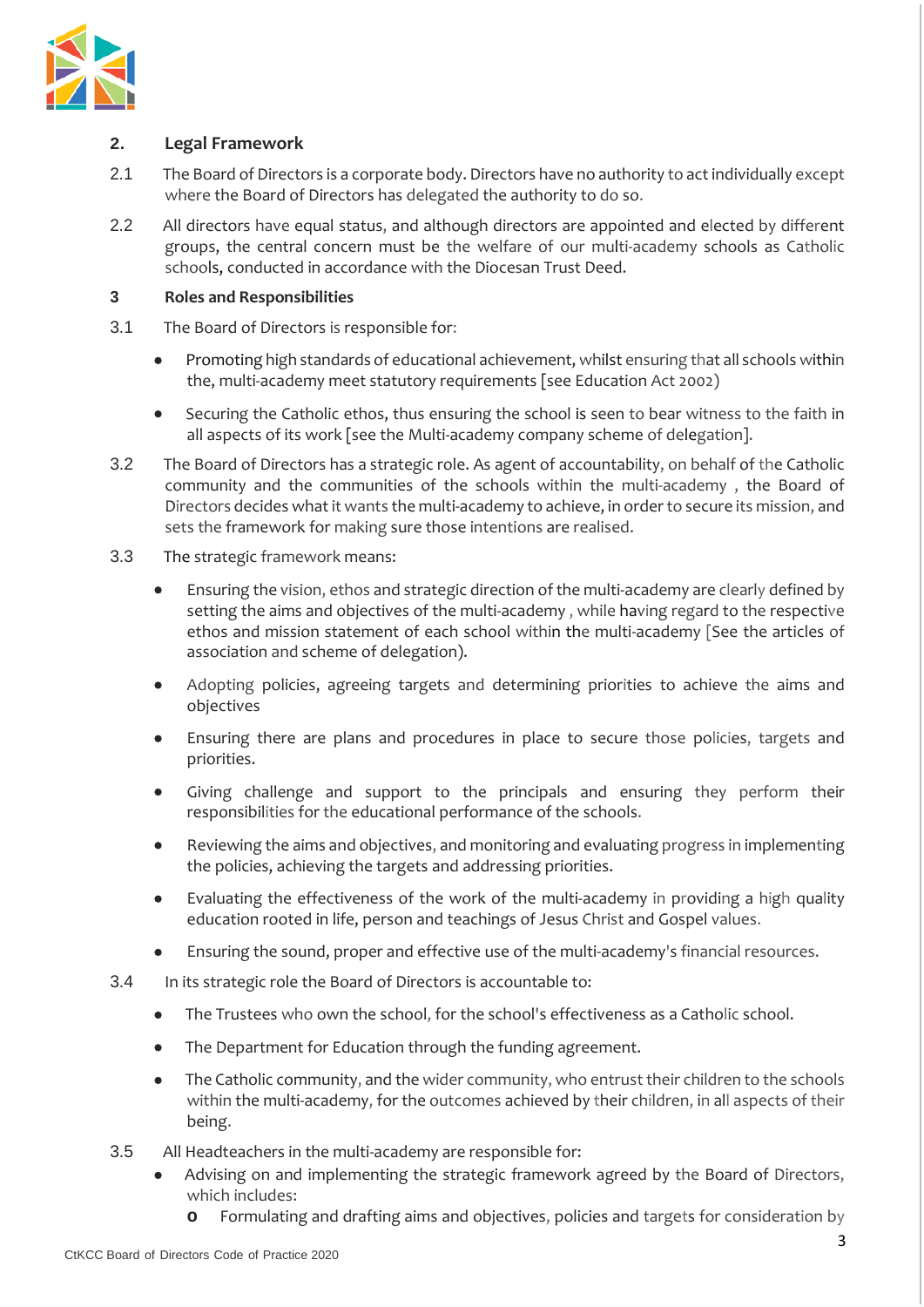## 2. Legal Framework

2.1 The Board of Directors is a corporate body. Directors have no authority to act individually except where the Board of Directors has delegated the authority to do so.

2.2 All directors have equal status, and although directors are appointed and elected by different groups, the central concern must be the welfare of our multi-academy schools as Catholic schools, conducted in accordance with the Diocesan Trust Deed.

## 3 Roles and Responsibilities

3.1 The Board of Directors is responsible for:

- Promoting high standards of educational achievement, whilst ensuring that all schools within the, multi-academy meet statutory requirements [see Education Act 2002)
- Securing the Catholic ethos, thus ensuring the school is seen to bear witness to the faith in all aspects of its work [see the Multi-academy company scheme of delegation].

3.2 The Board of Directors has a strategic role. As agent of accountability, on behalf of the Catholic community and the communities of the schools within the multi-academy , the Board of Directors decides what it wants the multi-academy to achieve, in order to secure its mission, and sets the framework for making sure those intentions are realised.

3.3 The strategic framework means:

- Ensuring the vision, ethos and strategic direction of the multi-academy are clearly defined by setting the aims and objectives of the multi-academy , while having regard to the respective ethos and mission statement of each school within the multi-academy [See the articles of association and scheme of delegation).
- Adopting policies, agreeing targets and determining priorities to achieve the aims and objectives
- Ensuring there are plans and procedures in place to secure those policies, targets and priorities.
- Giving challenge and support to the principals and ensuring they perform their responsibilities for the educational performance of the schools.
- Reviewing the aims and objectives, and monitoring and evaluating progress in implementing the policies, achieving the targets and addressing priorities.
- Evaluating the effectiveness of the work of the multi-academy in providing a high quality education rooted in life, person and teachings of Jesus Christ and Gospel values.
- Ensuring the sound, proper and effective use of the multi-academy's financial resources.

3.4 In its strategic role the Board of Directors is accountable to:

- The Trustees who own the school, for the school's effectiveness as a Catholic school.
- The Department for Education through the funding agreement.
- The Catholic community, and the wider community, who entrust their children to the schools within the multi-academy, for the outcomes achieved by their children, in all aspects of their being.

3.5 All Headteachers in the multi-academy are responsible for:

- Advising on and implementing the strategic framework agreed by the Board of Directors, which includes:
  - Formulating and drafting aims and objectives, policies and targets for consideration by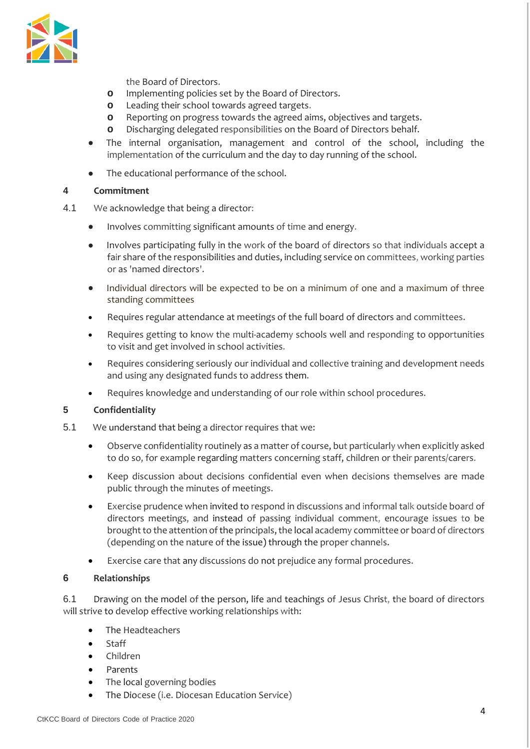the Board of Directors.
    - Implementing policies set by the Board of Directors.
    - Leading their school towards agreed targets.
    - Reporting on progress towards the agreed aims, objectives and targets.
    - Discharging delegated responsibilities on the Board of Directors behalf.
- The internal organisation, management and control of the school, including the implementation of the curriculum and the day to day running of the school.
- The educational performance of the school.

**4 Commitment**

4.1 We acknowledge that being a director:

- Involves committing significant amounts of time and energy.
- Involves participating fully in the work of the board of directors so that individuals accept a fair share of the responsibilities and duties, including service on committees, working parties or as 'named directors'.
- Individual directors will be expected to be on a minimum of one and a maximum of three standing committees
- Requires regular attendance at meetings of the full board of directors and committees.
- Requires getting to know the multi-academy schools well and responding to opportunities to visit and get involved in school activities.
- Requires considering seriously our individual and collective training and development needs and using any designated funds to address them.
- Requires knowledge and understanding of our role within school procedures.

**5 Confidentiality**

5.1 We understand that being a director requires that we:

- Observe confidentiality routinely as a matter of course, but particularly when explicitly asked to do so, for example regarding matters concerning staff, children or their parents/carers.
- Keep discussion about decisions confidential even when decisions themselves are made public through the minutes of meetings.
- Exercise prudence when invited to respond in discussions and informal talk outside board of directors meetings, and instead of passing individual comment, encourage issues to be brought to the attention of the principals, the local academy committee or board of directors (depending on the nature of the issue) through the proper channels.
- Exercise care that any discussions do not prejudice any formal procedures.

**6 Relationships**

6.1 Drawing on the model of the person, life and teachings of Jesus Christ, the board of directors will strive to develop effective working relationships with:

- The Headteachers
- Staff
- Children
- Parents
- The local governing bodies
- The Diocese (i.e. Diocesan Education Service)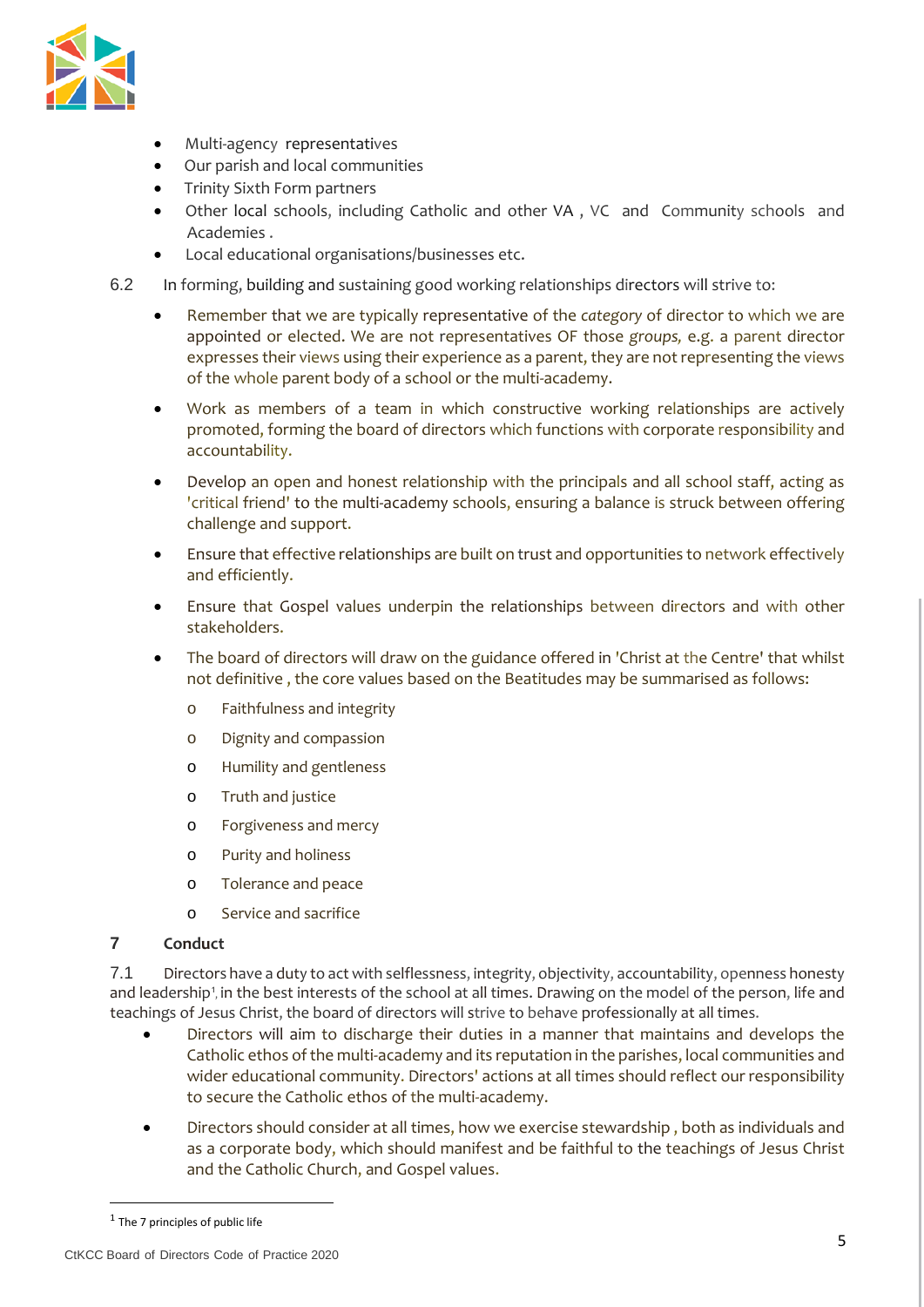- Multi-agency representatives
- Our parish and local communities
- Trinity Sixth Form partners
- Other local schools, including Catholic and other VA , VC and Community schools and Academies .
- Local educational organisations/businesses etc.

6.2 In forming, building and sustaining good working relationships directors will strive to:

- Remember that we are typically representative of the *category* of director to which we are appointed or elected. We are not representatives OF those *groups,* e.g. a parent director expresses their views using their experience as a parent, they are not representing the views of the whole parent body of a school or the multi-academy.
- Work as members of a team in which constructive working relationships are actively promoted, forming the board of directors which functions with corporate responsibility and accountability.
- Develop an open and honest relationship with the principals and all school staff, acting as 'critical friend' to the multi-academy schools, ensuring a balance is struck between offering challenge and support.
- Ensure that effective relationships are built on trust and opportunities to network effectively and efficiently.
- Ensure that Gospel values underpin the relationships between directors and with other stakeholders.
- The board of directors will draw on the guidance offered in 'Christ at the Centre' that whilst not definitive , the core values based on the Beatitudes may be summarised as follows:
    - Faithfulness and integrity
    - Dignity and compassion
    - Humility and gentleness
    - Truth and justice
    - Forgiveness and mercy
    - Purity and holiness
    - Tolerance and peace
    - Service and sacrifice

## 7 Conduct

7.1 Directors have a duty to act with selflessness, integrity, objectivity, accountability, openness honesty and leadership[1], in the best interests of the school at all times. Drawing on the model of the person, life and teachings of Jesus Christ, the board of directors will strive to behave professionally at all times.

- Directors will aim to discharge their duties in a manner that maintains and develops the Catholic ethos of the multi-academy and its reputation in the parishes, local communities and wider educational community. Directors' actions at all times should reflect our responsibility to secure the Catholic ethos of the multi-academy.
- Directors should consider at all times, how we exercise stewardship , both as individuals and as a corporate body, which should manifest and be faithful to the teachings of Jesus Christ and the Catholic Church, and Gospel values.

[1] The 7 principles of public life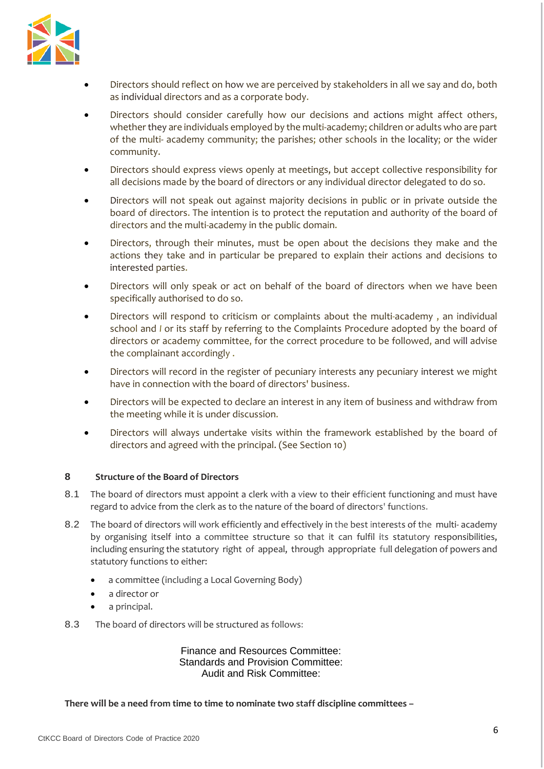- Directors should reflect on how we are perceived by stakeholders in all we say and do, both as individual directors and as a corporate body.
- Directors should consider carefully how our decisions and actions might affect others, whether they are individuals employed by the multi-academy; children or adults who are part of the multi- academy community; the parishes; other schools in the locality; or the wider community.
- Directors should express views openly at meetings, but accept collective responsibility for all decisions made by the board of directors or any individual director delegated to do so.
- Directors will not speak out against majority decisions in public or in private outside the board of directors. The intention is to protect the reputation and authority of the board of directors and the multi-academy in the public domain.
- Directors, through their minutes, must be open about the decisions they make and the actions they take and in particular be prepared to explain their actions and decisions to interested parties.
- Directors will only speak or act on behalf of the board of directors when we have been specifically authorised to do so.
- Directors will respond to criticism or complaints about the multi-academy , an individual school and / or its staff by referring to the Complaints Procedure adopted by the board of directors or academy committee, for the correct procedure to be followed, and will advise the complainant accordingly .
- Directors will record in the register of pecuniary interests any pecuniary interest we might have in connection with the board of directors' business.
- Directors will be expected to declare an interest in any item of business and withdraw from the meeting while it is under discussion.
- Directors will always undertake visits within the framework established by the board of directors and agreed with the principal. (See Section 10)

## 8 Structure of the Board of Directors

8.1 The board of directors must appoint a clerk with a view to their efficient functioning and must have regard to advice from the clerk as to the nature of the board of directors' functions.

8.2 The board of directors will work efficiently and effectively in the best interests of the multi- academy by organising itself into a committee structure so that it can fulfil its statutory responsibilities, including ensuring the statutory right of appeal, through appropriate full delegation of powers and statutory functions to either:

- a committee (including a Local Governing Body)
- a director or
- a principal.

8.3 The board of directors will be structured as follows:

Finance and Resources Committee:
Standards and Provision Committee:
Audit and Risk Committee:

**There will be a need from time to time to nominate two staff discipline committees –**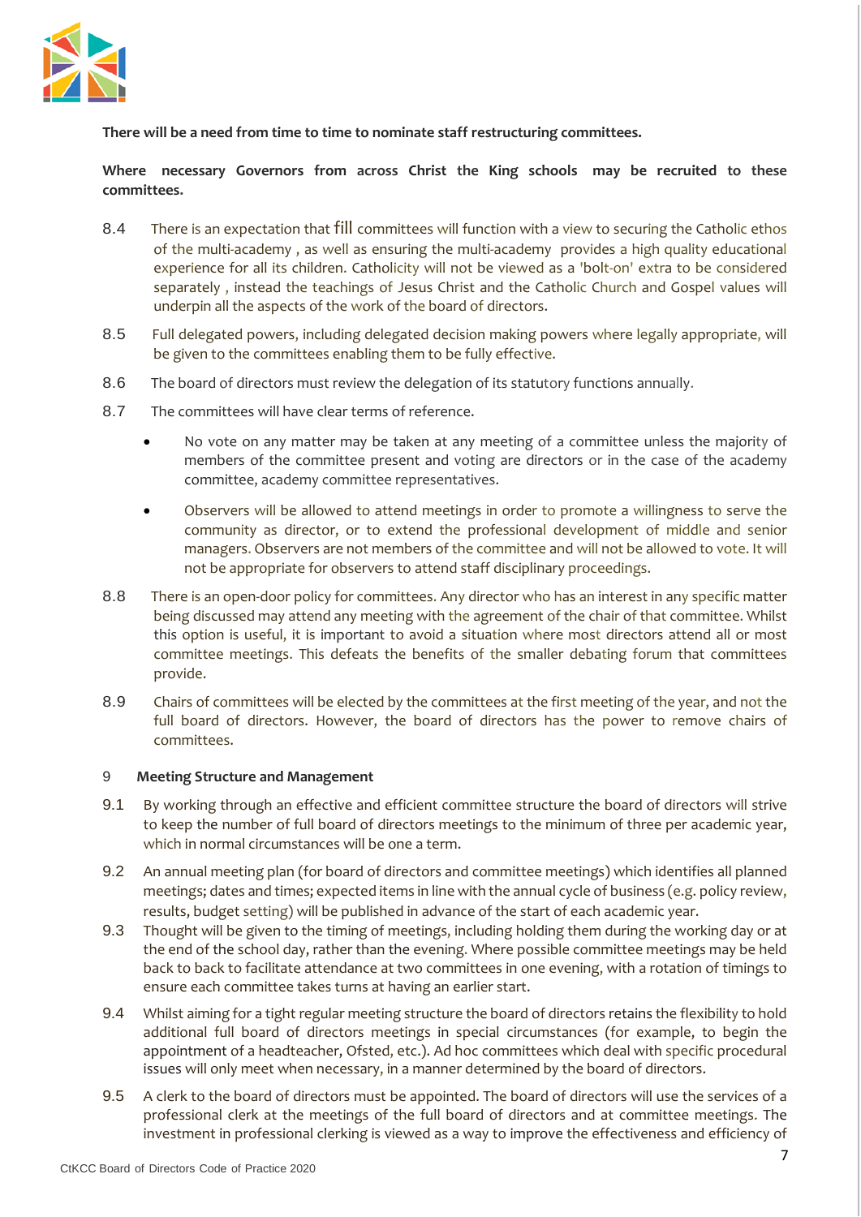**There will be a need from time to time to nominate staff restructuring committees.**

**Where necessary Governors from across Christ the King schools may be recruited to these committees.**

8.4 There is an expectation that fill committees will function with a view to securing the Catholic ethos of the multi-academy , as well as ensuring the multi-academy provides a high quality educational experience for all its children. Catholicity will not be viewed as a 'bolt-on' extra to be considered separately , instead the teachings of Jesus Christ and the Catholic Church and Gospel values will underpin all the aspects of the work of the board of directors.

8.5 Full delegated powers, including delegated decision making powers where legally appropriate, will be given to the committees enabling them to be fully effective.

8.6 The board of directors must review the delegation of its statutory functions annually.

8.7 The committees will have clear terms of reference.

- No vote on any matter may be taken at any meeting of a committee unless the majority of members of the committee present and voting are directors or in the case of the academy committee, academy committee representatives.
- Observers will be allowed to attend meetings in order to promote a willingness to serve the community as director, or to extend the professional development of middle and senior managers. Observers are not members of the committee and will not be allowed to vote. It will not be appropriate for observers to attend staff disciplinary proceedings.

8.8 There is an open-door policy for committees. Any director who has an interest in any specific matter being discussed may attend any meeting with the agreement of the chair of that committee. Whilst this option is useful, it is important to avoid a situation where most directors attend all or most committee meetings. This defeats the benefits of the smaller debating forum that committees provide.

8.9 Chairs of committees will be elected by the committees at the first meeting of the year, and not the full board of directors. However, the board of directors has the power to remove chairs of committees.

## 9 Meeting Structure and Management

9.1 By working through an effective and efficient committee structure the board of directors will strive to keep the number of full board of directors meetings to the minimum of three per academic year, which in normal circumstances will be one a term.

9.2 An annual meeting plan (for board of directors and committee meetings) which identifies all planned meetings; dates and times; expected items in line with the annual cycle of business (e.g. policy review, results, budget setting) will be published in advance of the start of each academic year.

9.3 Thought will be given to the timing of meetings, including holding them during the working day or at the end of the school day, rather than the evening. Where possible committee meetings may be held back to back to facilitate attendance at two committees in one evening, with a rotation of timings to ensure each committee takes turns at having an earlier start.

9.4 Whilst aiming for a tight regular meeting structure the board of directors retains the flexibility to hold additional full board of directors meetings in special circumstances (for example, to begin the appointment of a headteacher, Ofsted, etc.). Ad hoc committees which deal with specific procedural issues will only meet when necessary, in a manner determined by the board of directors.

9.5 A clerk to the board of directors must be appointed. The board of directors will use the services of a professional clerk at the meetings of the full board of directors and at committee meetings. The investment in professional clerking is viewed as a way to improve the effectiveness and efficiency of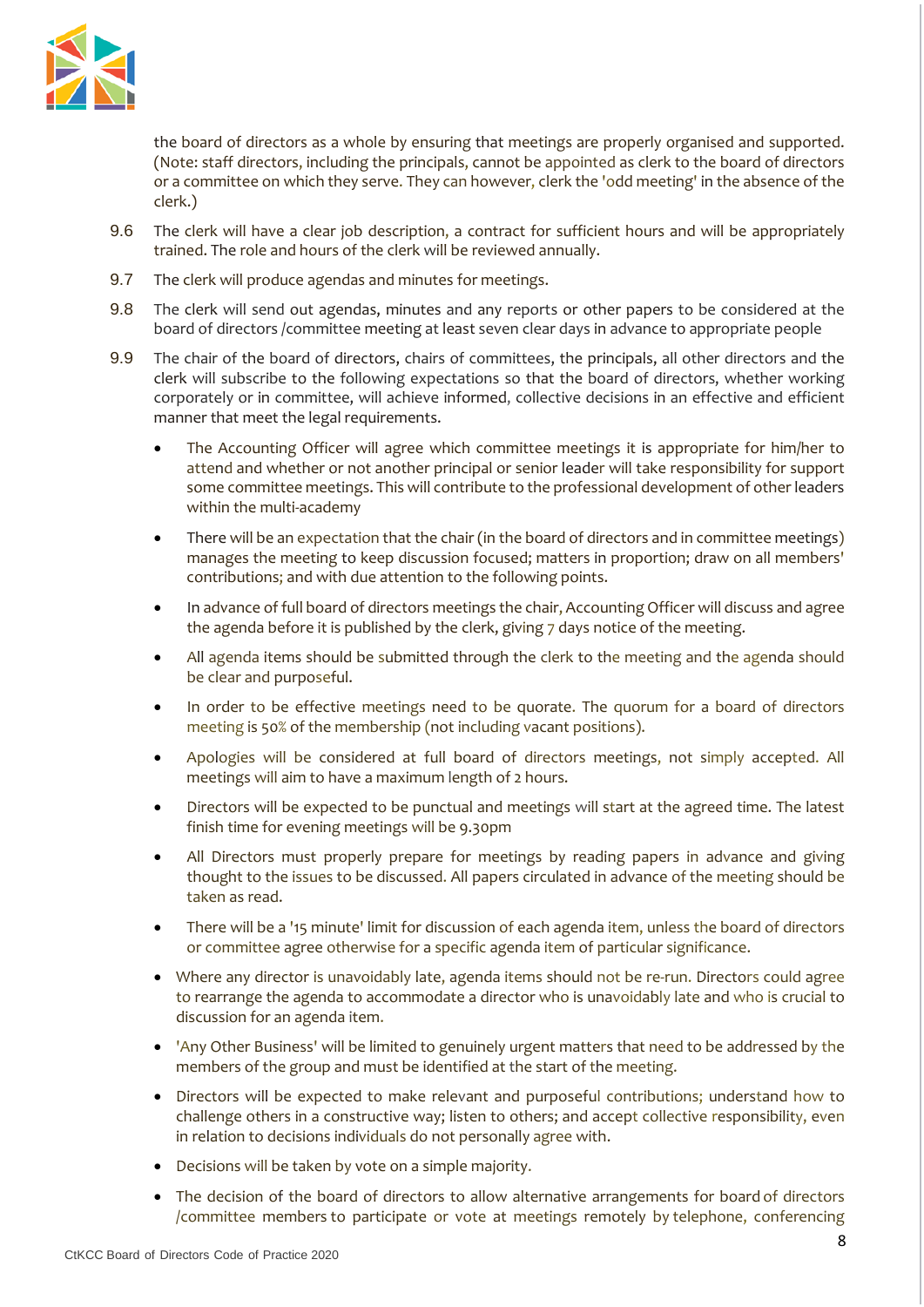the board of directors as a whole by ensuring that meetings are properly organised and supported. (Note: staff directors, including the principals, cannot be appointed as clerk to the board of directors or a committee on which they serve. They can however, clerk the 'odd meeting' in the absence of the clerk.)

9.6 The clerk will have a clear job description, a contract for sufficient hours and will be appropriately trained. The role and hours of the clerk will be reviewed annually.

9.7 The clerk will produce agendas and minutes for meetings.

9.8 The clerk will send out agendas, minutes and any reports or other papers to be considered at the board of directors /committee meeting at least seven clear days in advance to appropriate people

9.9 The chair of the board of directors, chairs of committees, the principals, all other directors and the clerk will subscribe to the following expectations so that the board of directors, whether working corporately or in committee, will achieve informed, collective decisions in an effective and efficient manner that meet the legal requirements.

- The Accounting Officer will agree which committee meetings it is appropriate for him/her to attend and whether or not another principal or senior leader will take responsibility for support some committee meetings. This will contribute to the professional development of other leaders within the multi-academy
- There will be an expectation that the chair (in the board of directors and in committee meetings) manages the meeting to keep discussion focused; matters in proportion; draw on all members' contributions; and with due attention to the following points.
- In advance of full board of directors meetings the chair, Accounting Officer will discuss and agree the agenda before it is published by the clerk, giving 7 days notice of the meeting.
- All agenda items should be submitted through the clerk to the meeting and the agenda should be clear and purposeful.
- In order to be effective meetings need to be quorate. The quorum for a board of directors meeting is 50% of the membership (not including vacant positions).
- Apologies will be considered at full board of directors meetings, not simply accepted. All meetings will aim to have a maximum length of 2 hours.
- Directors will be expected to be punctual and meetings will start at the agreed time. The latest finish time for evening meetings will be 9.30pm
- All Directors must properly prepare for meetings by reading papers in advance and giving thought to the issues to be discussed. All papers circulated in advance of the meeting should be taken as read.
- There will be a '15 minute' limit for discussion of each agenda item, unless the board of directors or committee agree otherwise for a specific agenda item of particular significance.
- Where any director is unavoidably late, agenda items should not be re-run. Directors could agree to rearrange the agenda to accommodate a director who is unavoidably late and who is crucial to discussion for an agenda item.
- 'Any Other Business' will be limited to genuinely urgent matters that need to be addressed by the members of the group and must be identified at the start of the meeting.
- Directors will be expected to make relevant and purposeful contributions; understand how to challenge others in a constructive way; listen to others; and accept collective responsibility, even in relation to decisions individuals do not personally agree with.
- Decisions will be taken by vote on a simple majority.
- The decision of the board of directors to allow alternative arrangements for board of directors /committee members to participate or vote at meetings remotely by telephone, conferencing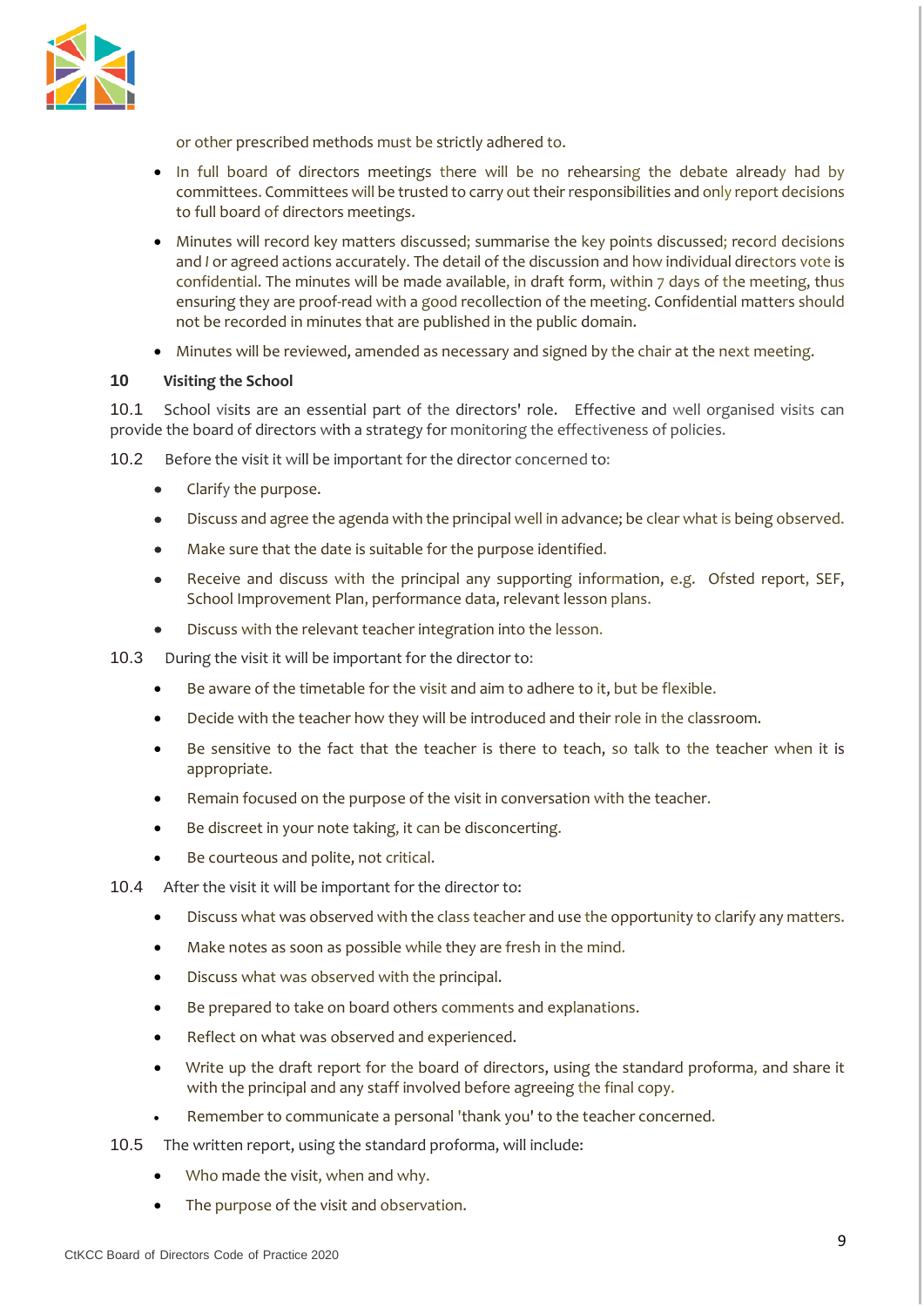or other prescribed methods must be strictly adhered to.

- In full board of directors meetings there will be no rehearsing the debate already had by committees. Committees will be trusted to carry out their responsibilities and only report decisions to full board of directors meetings.
- Minutes will record key matters discussed; summarise the key points discussed; record decisions and / or agreed actions accurately. The detail of the discussion and how individual directors vote is confidential. The minutes will be made available, in draft form, within 7 days of the meeting, thus ensuring they are proof-read with a good recollection of the meeting. Confidential matters should not be recorded in minutes that are published in the public domain.
- Minutes will be reviewed, amended as necessary and signed by the chair at the next meeting.

**10 Visiting the School**

10.1 School visits are an essential part of the directors' role. Effective and well organised visits can provide the board of directors with a strategy for monitoring the effectiveness of policies.

10.2 Before the visit it will be important for the director concerned to:

- Clarify the purpose.
- Discuss and agree the agenda with the principal well in advance; be clear what is being observed.
- Make sure that the date is suitable for the purpose identified.
- Receive and discuss with the principal any supporting information, e.g. Ofsted report, SEF, School Improvement Plan, performance data, relevant lesson plans.
- Discuss with the relevant teacher integration into the lesson.

10.3 During the visit it will be important for the director to:

- Be aware of the timetable for the visit and aim to adhere to it, but be flexible.
- Decide with the teacher how they will be introduced and their role in the classroom.
- Be sensitive to the fact that the teacher is there to teach, so talk to the teacher when it is appropriate.
- Remain focused on the purpose of the visit in conversation with the teacher.
- Be discreet in your note taking, it can be disconcerting.
- Be courteous and polite, not critical.

10.4 After the visit it will be important for the director to:

- Discuss what was observed with the class teacher and use the opportunity to clarify any matters.
- Make notes as soon as possible while they are fresh in the mind.
- Discuss what was observed with the principal.
- Be prepared to take on board others comments and explanations.
- Reflect on what was observed and experienced.
- Write up the draft report for the board of directors, using the standard proforma, and share it with the principal and any staff involved before agreeing the final copy.
- Remember to communicate a personal 'thank you' to the teacher concerned.

10.5 The written report, using the standard proforma, will include:

- Who made the visit, when and why.
- The purpose of the visit and observation.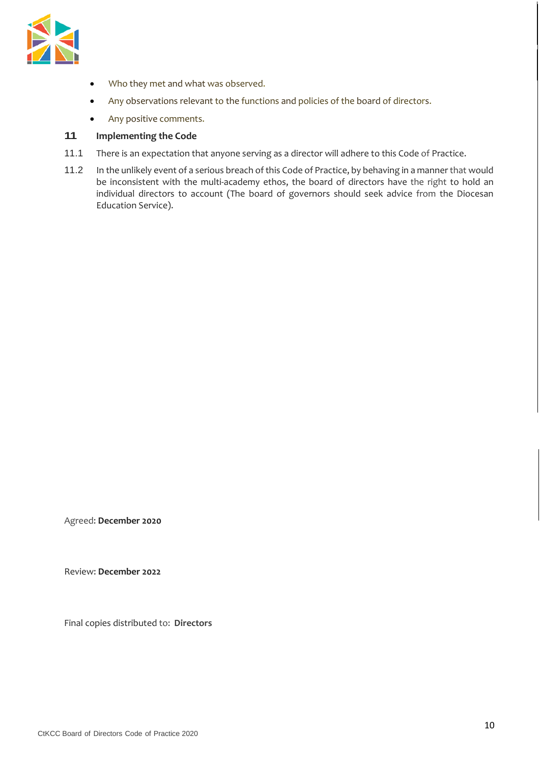- Who they met and what was observed.
- Any observations relevant to the functions and policies of the board of directors.
- Any positive comments.

## 11 Implementing the Code

11.1 There is an expectation that anyone serving as a director will adhere to this Code of Practice.

11.2 In the unlikely event of a serious breach of this Code of Practice, by behaving in a manner that would be inconsistent with the multi-academy ethos, the board of directors have the right to hold an individual directors to account (The board of governors should seek advice from the Diocesan Education Service).

Agreed: **December 2020**

Review: **December 2022**

Final copies distributed to: **Directors**